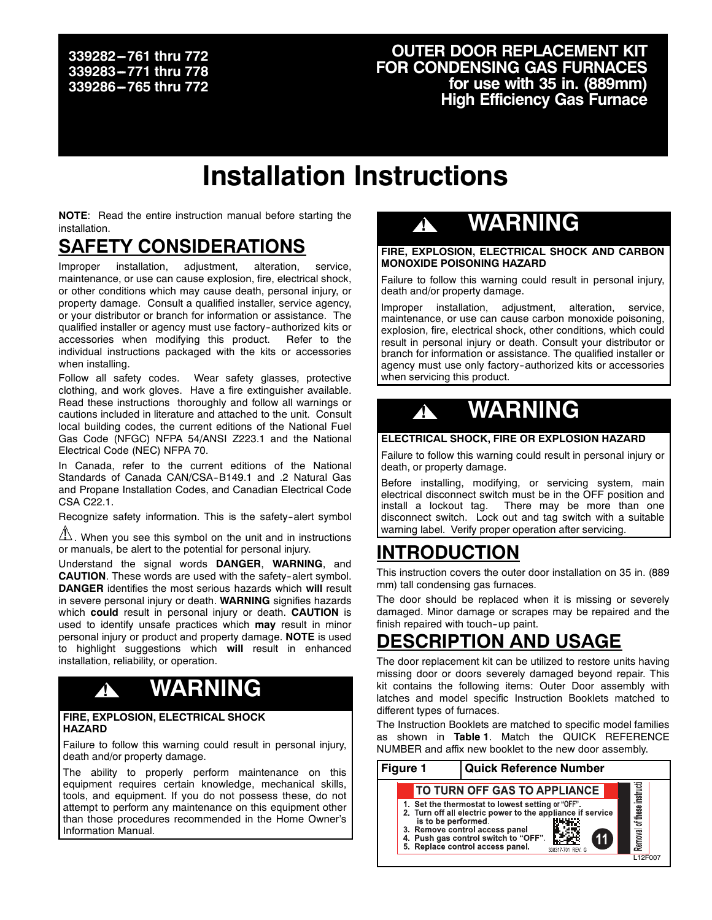**339282-761 thru 772**
**339283-771 thru 778**
**339286-765 thru 772**

**OUTER DOOR REPLACEMENT KIT FOR CONDENSING GAS FURNACES for use with 35 in. (889mm) High Efficiency Gas Furnace**

# Installation Instructions

**NOTE**: Read the entire instruction manual before starting the installation.

## SAFETY CONSIDERATIONS

Improper installation, adjustment, alteration, service, maintenance, or use can cause explosion, fire, electrical shock, or other conditions which may cause death, personal injury, or property damage. Consult a qualified installer, service agency, or your distributor or branch for information or assistance. The qualified installer or agency must use factory-authorized kits or accessories when modifying this product. Refer to the individual instructions packaged with the kits or accessories when installing.

Follow all safety codes. Wear safety glasses, protective clothing, and work gloves. Have a fire extinguisher available. Read these instructions thoroughly and follow all warnings or cautions included in literature and attached to the unit. Consult local building codes, the current editions of the National Fuel Gas Code (NFGC) NFPA 54/ANSI Z223.1 and the National Electrical Code (NEC) NFPA 70.

In Canada, refer to the current editions of the National Standards of Canada CAN/CSA-B149.1 and .2 Natural Gas and Propane Installation Codes, and Canadian Electrical Code CSA C22.1.

Recognize safety information. This is the safety-alert symbol ⚠. When you see this symbol on the unit and in instructions or manuals, be alert to the potential for personal injury.

Understand the signal words **DANGER**, **WARNING**, and **CAUTION**. These words are used with the safety-alert symbol. **DANGER** identifies the most serious hazards which **will** result in severe personal injury or death. **WARNING** signifies hazards which **could** result in personal injury or death. **CAUTION** is used to identify unsafe practices which **may** result in minor personal injury or product and property damage. **NOTE** is used to highlight suggestions which **will** result in enhanced installation, reliability, or operation.

### ⚠ WARNING

**FIRE, EXPLOSION, ELECTRICAL SHOCK HAZARD**

Failure to follow this warning could result in personal injury, death and/or property damage.

The ability to properly perform maintenance on this equipment requires certain knowledge, mechanical skills, tools, and equipment. If you do not possess these, do not attempt to perform any maintenance on this equipment other than those procedures recommended in the Home Owner's Information Manual.

### ⚠ WARNING

**FIRE, EXPLOSION, ELECTRICAL SHOCK AND CARBON MONOXIDE POISONING HAZARD**

Failure to follow this warning could result in personal injury, death and/or property damage.

Improper installation, adjustment, alteration, service, maintenance, or use can cause carbon monoxide poisoning, explosion, fire, electrical shock, other conditions, which could result in personal injury or death. Consult your distributor or branch for information or assistance. The qualified installer or agency must use only factory-authorized kits or accessories when servicing this product.

### ⚠ WARNING

**ELECTRICAL SHOCK, FIRE OR EXPLOSION HAZARD**

Failure to follow this warning could result in personal injury or death, or property damage.

Before installing, modifying, or servicing system, main electrical disconnect switch must be in the OFF position and install a lockout tag. There may be more than one disconnect switch. Lock out and tag switch with a suitable warning label. Verify proper operation after servicing.

## INTRODUCTION

This instruction covers the outer door installation on 35 in. (889 mm) tall condensing gas furnaces.

The door should be replaced when it is missing or severely damaged. Minor damage or scrapes may be repaired and the finish repaired with touch-up paint.

## DESCRIPTION AND USAGE

The door replacement kit can be utilized to restore units having missing door or doors severely damaged beyond repair. This kit contains the following items: Outer Door assembly with latches and model specific Instruction Booklets matched to different types of furnaces.

The Instruction Booklets are matched to specific model families as shown in **Table 1**. Match the QUICK REFERENCE NUMBER and affix new booklet to the new door assembly.

| Figure 1 | Quick Reference Number |
|---|---|

TO TURN OFF GAS TO APPLIANCE

1. Set the thermostat to lowest setting or "OFF".
2. Turn off all electric power to the appliance if service is to be performed.
3. Remove control access panel
4. Push gas control switch to "OFF".
5. Replace control access panel.

338317-701 REV. G

11

Removal of these instructi

L12F007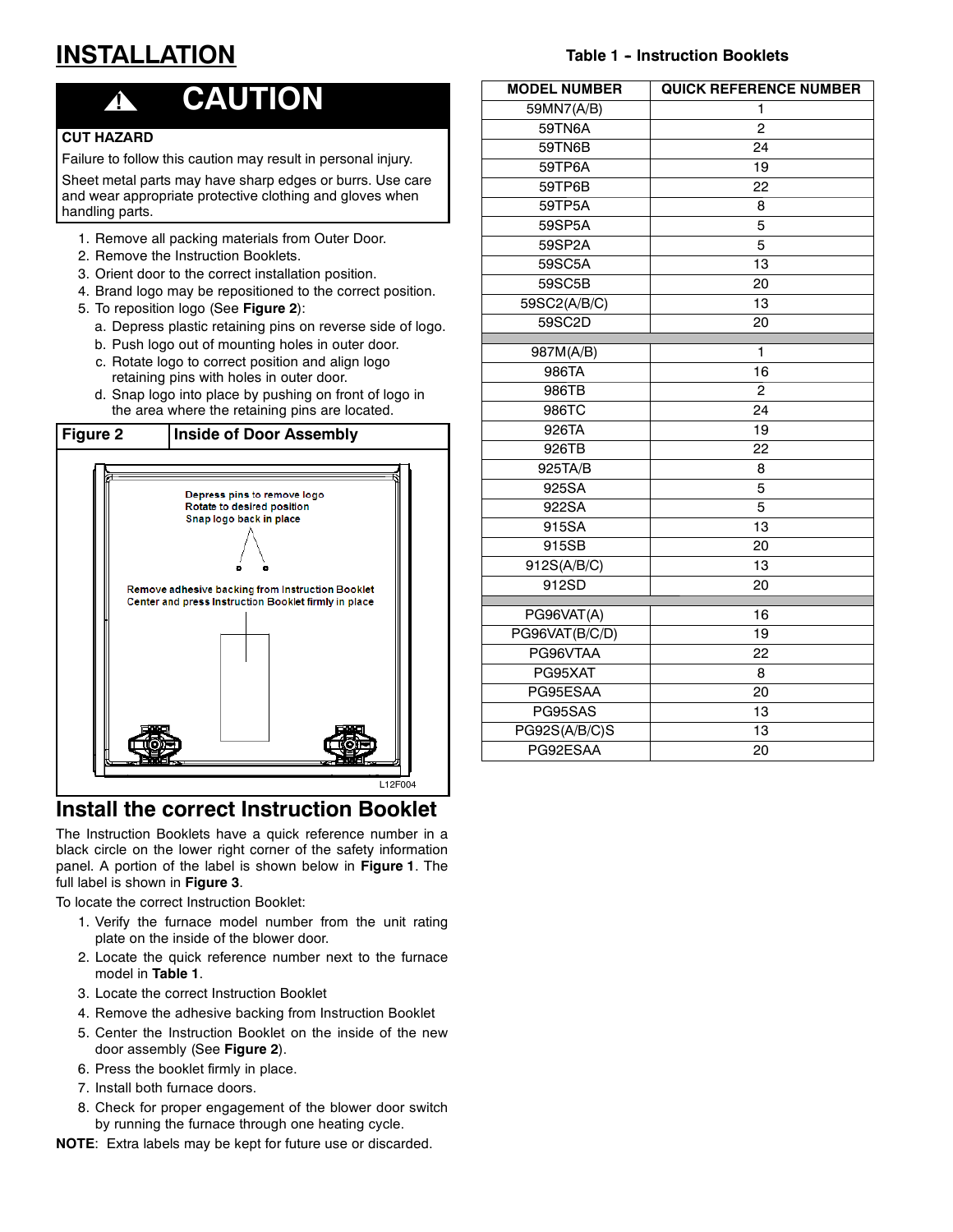# INSTALLATION

## ⚠ CAUTION

**CUT HAZARD**

Failure to follow this caution may result in personal injury.

Sheet metal parts may have sharp edges or burrs. Use care and wear appropriate protective clothing and gloves when handling parts.

1. Remove all packing materials from Outer Door.
2. Remove the Instruction Booklets.
3. Orient door to the correct installation position.
4. Brand logo may be repositioned to the correct position.
5. To reposition logo (See **Figure 2**):
   a. Depress plastic retaining pins on reverse side of logo.
   b. Push logo out of mounting holes in outer door.
   c. Rotate logo to correct position and align logo retaining pins with holes in outer door.
   d. Snap logo into place by pushing on front of logo in the area where the retaining pins are located.

**Figure 2 — Inside of Door Assembly**

Depress pins to remove logo
Rotate to desired position
Snap logo back in place

Remove adhesive backing from Instruction Booklet
Center and press Instruction Booklet firmly in place

L12F004

## Install the correct Instruction Booklet

The Instruction Booklets have a quick reference number in a black circle on the lower right corner of the safety information panel. A portion of the label is shown below in **Figure 1**. The full label is shown in **Figure 3**.

To locate the correct Instruction Booklet:

1. Verify the furnace model number from the unit rating plate on the inside of the blower door.
2. Locate the quick reference number next to the furnace model in **Table 1**.
3. Locate the correct Instruction Booklet
4. Remove the adhesive backing from Instruction Booklet
5. Center the Instruction Booklet on the inside of the new door assembly (See **Figure 2**).
6. Press the booklet firmly in place.
7. Install both furnace doors.
8. Check for proper engagement of the blower door switch by running the furnace through one heating cycle.

**NOTE**: Extra labels may be kept for future use or discarded.

**Table 1 – Instruction Booklets**

| MODEL NUMBER | QUICK REFERENCE NUMBER |
|---|---|
| 59MN7(A/B) | 1 |
| 59TN6A | 2 |
| 59TN6B | 24 |
| 59TP6A | 19 |
| 59TP6B | 22 |
| 59TP5A | 8 |
| 59SP5A | 5 |
| 59SP2A | 5 |
| 59SC5A | 13 |
| 59SC5B | 20 |
| 59SC2(A/B/C) | 13 |
| 59SC2D | 20 |
| | |
| 987M(A/B) | 1 |
| 986TA | 16 |
| 986TB | 2 |
| 986TC | 24 |
| 926TA | 19 |
| 926TB | 22 |
| 925TA/B | 8 |
| 925SA | 5 |
| 922SA | 5 |
| 915SA | 13 |
| 915SB | 20 |
| 912S(A/B/C) | 13 |
| 912SD | 20 |
| | |
| PG96VAT(A) | 16 |
| PG96VAT(B/C/D) | 19 |
| PG96VTAA | 22 |
| PG95XAT | 8 |
| PG95ESAA | 20 |
| PG95SAS | 13 |
| PG92S(A/B/C)S | 13 |
| PG92ESAA | 20 |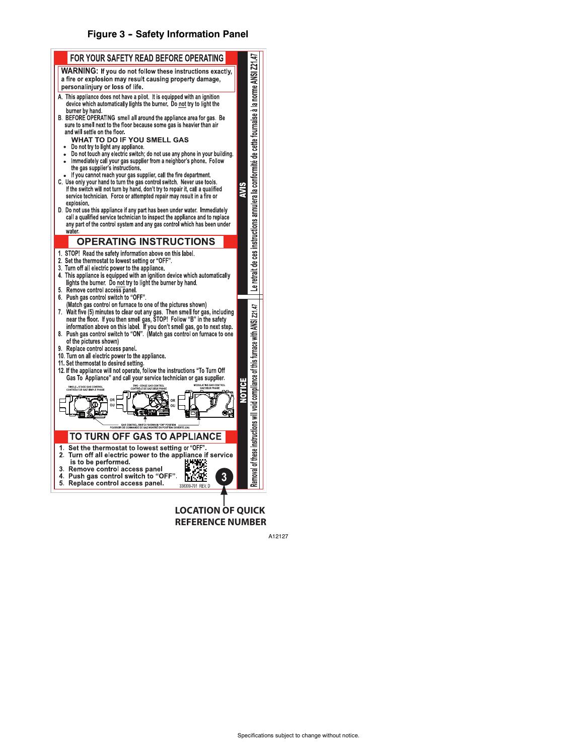**Figure 3 – Safety Information Panel**

## FOR YOUR SAFETY READ BEFORE OPERATING

**WARNING: If you do not follow these instructions exactly, a fire or explosion may result causing property damage, personalinjury or loss of life.**

A. This appliance does not have a pilot. It is equipped with an ignition device which automatically lights the burner. Do not try to light the burner by hand.

B. BEFORE OPERATING smell all around the appliance area for gas. Be sure to smell next to the floor because some gas is heavier than air and will settle on the floor.

**WHAT TO DO IF YOU SMELL GAS**

- Do not try to light any appliance.
- Do not touch any electric switch; do not use any phone in your building.
- Immediately call your gas supplier from a neighbor's phone. Follow the gas supplier's instructions.
- If you cannot reach your gas supplier, call the fire department.

C. Use only your hand to turn the gas control switch. Never use tools. If the switch will not turn by hand, don't try to repair it, call a qualified service technician. Force or attempted repair may result in a fire or explosion.

D. Do not use this appliance if any part has been under water. Immediately call a qualified service technician to inspect the appliance and to replace any part of the control system and any gas control which has been under water.

## OPERATING INSTRUCTIONS

1. STOP! Read the safety information above on this label.
2. Set the thermostat to lowest setting or "OFF".
3. Turn off all electric power to the appliance.
4. This appliance is equipped with an ignition device which automatically lights the burner. Do not try to light the burner by hand.
5. Remove control access panel.
6. Push gas control switch to "OFF". (Match gas control on furnace to one of the pictures shown)
7. Wait five (5) minutes to clear out any gas. Then smell for gas, including near the floor. If you then smell gas, STOP! Follow "B" in the safety information above on this label. If you don't smell gas, go to next step.
8. Push gas control switch to "ON". (Match gas control on furnace to one of the pictures shown)
9. Replace control access panel.
10. Turn on all electric power to the appliance.
11. Set thermostat to desired setting.
12. If the appliance will not operate, follow the instructions "To Turn Off Gas To Appliance" and call your service technician or gas supplier.

SINGLE - STAGE GAS CONTROL / CONTRÔLE DE GAZ SIMPLE PHASE — OR / OU — TWO - STAGE GAS CONTROL / CONTRÔLE DE GAZ DEUX PHASE — OR / OU — MODULATING GAS CONTROL / GAZ DEUX PHASE

GAS CONTROL SWITCH SHOWN IN "ON" POSITION / POUSSOIR DE COMMANDE DE GAZ MONTRÉ EN POSITION OUVERTE (ON)

## TO TURN OFF GAS TO APPLIANCE

1. Set the thermostat to lowest setting or "OFF".
2. Turn off all electric power to the appliance if service is to be performed.
3. Remove control access panel
4. Push gas control switch to "OFF".
5. Replace control access panel.

338309-701 REV. D

3

**AVIS** Le retrait de ces instructions annulera la conformité de cette fournaise à la norme ANSI Z21.47

**NOTICE** Removal of these instructions will void compliance of this furnace with ANSI Z21.47

**LOCATION OF QUICK REFERENCE NUMBER**

A12127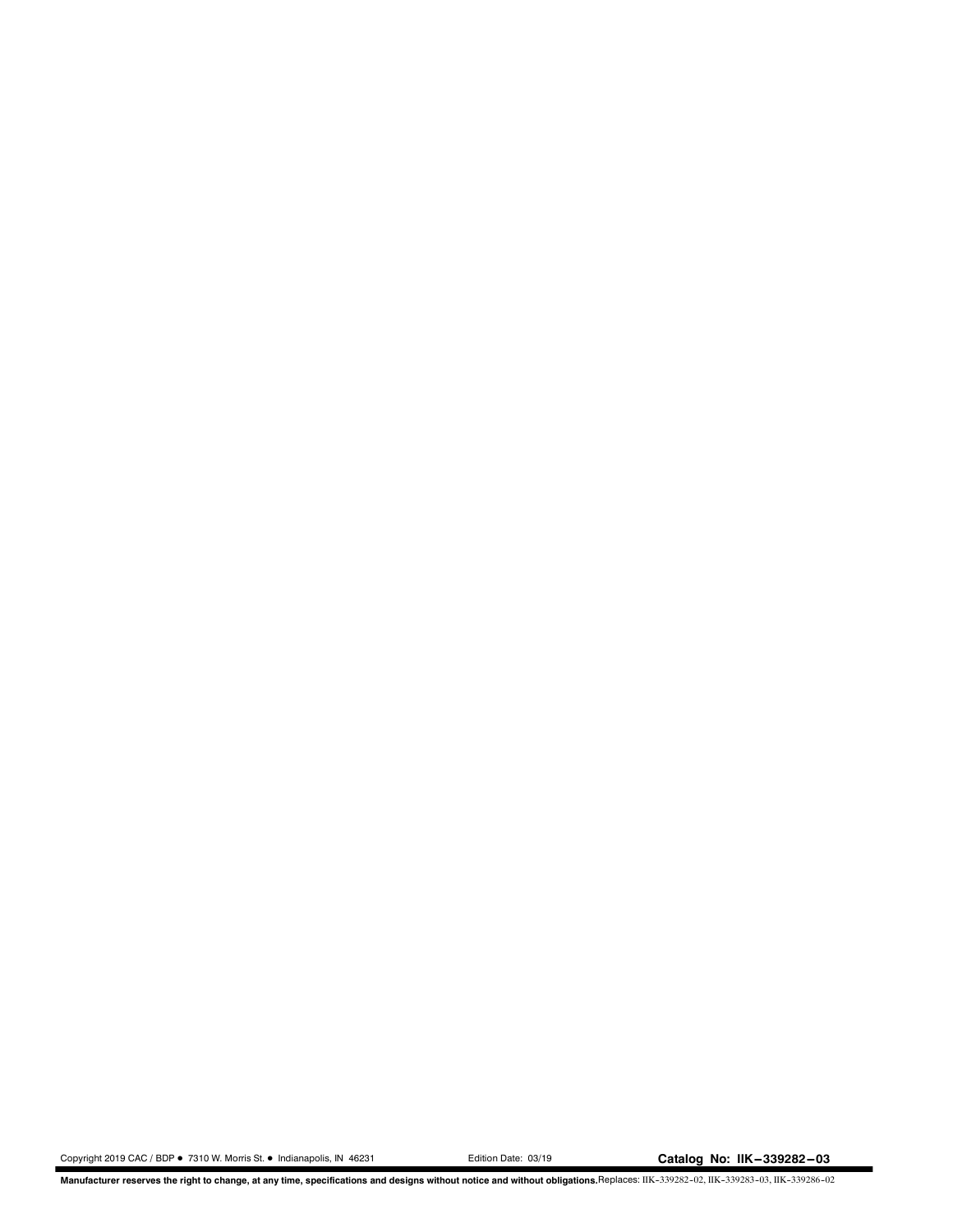Copyright 2019 CAC / BDP ● 7310 W. Morris St. ● Indianapolis, IN 46231 Edition Date: 03/19 **Catalog No: IIK−339282−03**

**Manufacturer reserves the right to change, at any time, specifications and designs without notice and without obligations.** Replaces: IIK-339282-02, IIK-339283-03, IIK-339286-02